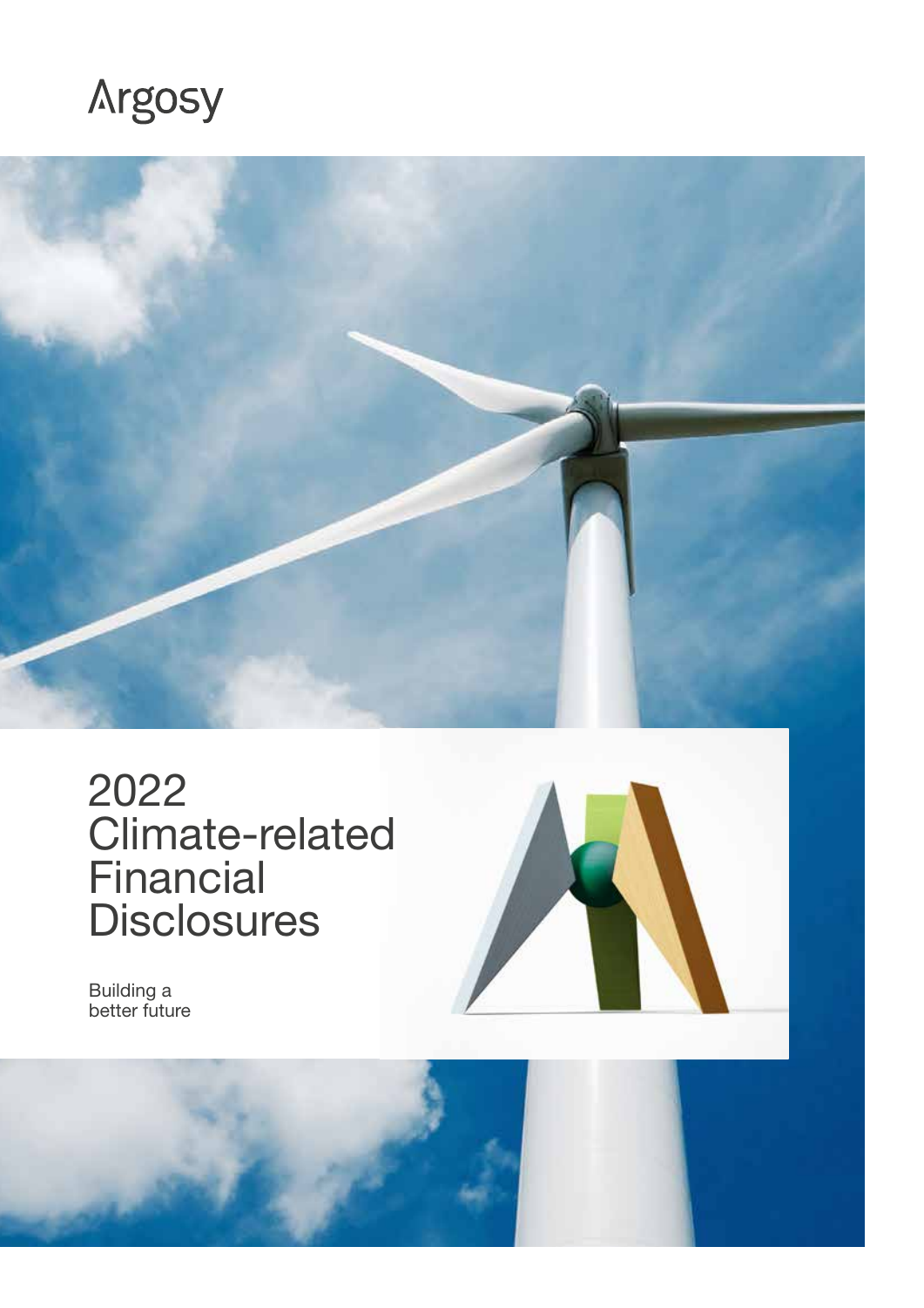Argosy

# 2022 Climate-related Financial Disclosures

Building a better future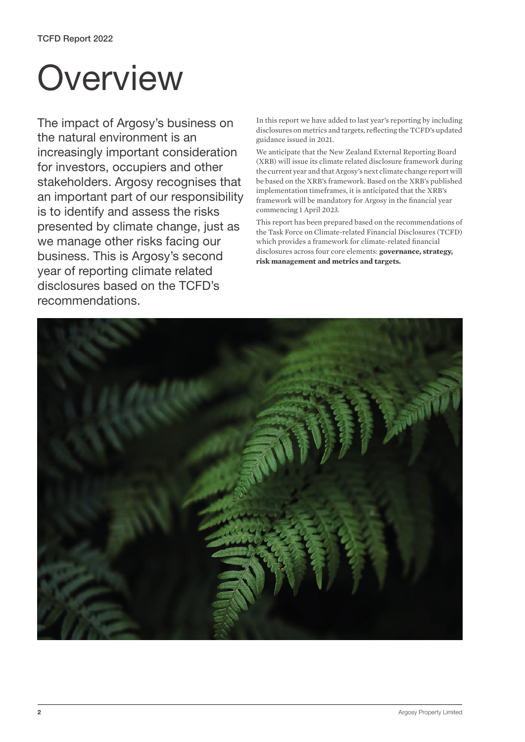# Overview

The impact of Argosy's business on the natural environment is an increasingly important consideration for investors, occupiers and other stakeholders. Argosy recognises that an important part of our responsibility is to identify and assess the risks presented by climate change, just as we manage other risks facing our business. This is Argosy's second year of reporting climate related disclosures based on the TCFD's recommendations.

In this report we have added to last year's reporting by including disclosures on metrics and targets, reflecting the TCFD's updated guidance issued in 2021.

We anticipate that the New Zealand External Reporting Board (XRB) will issue its climate related disclosure framework during the current year and that Argosy's next climate change report will be based on the XRB's framework. Based on the XRB's published implementation timeframes, it is anticipated that the XRB's framework will be mandatory for Argosy in the financial year commencing 1 April 2023.

This report has been prepared based on the recommendations of the Task Force on Climate-related Financial Disclosures (TCFD) which provides a framework for climate-related financial disclosures across four core elements: **governance, strategy, risk management and metrics and targets.**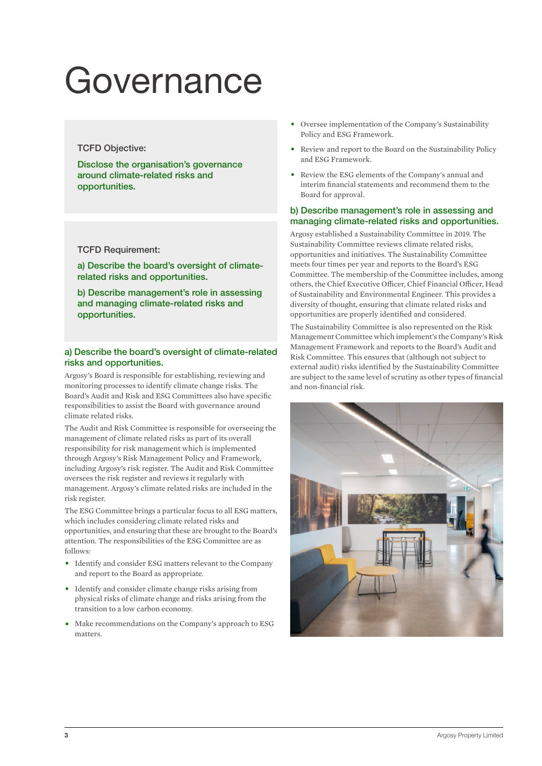# Governance

**TCFD Objective:**

**Disclose the organisation's governance around climate-related risks and opportunities.**

**TCFD Requirement:**

**a) Describe the board's oversight of climate-related risks and opportunities.**

**b) Describe management's role in assessing and managing climate-related risks and opportunities.**

## a) Describe the board's oversight of climate-related risks and opportunities.

Argosy's Board is responsible for establishing, reviewing and monitoring processes to identify climate change risks. The Board's Audit and Risk and ESG Committees also have specific responsibilities to assist the Board with governance around climate related risks.

The Audit and Risk Committee is responsible for overseeing the management of climate related risks as part of its overall responsibility for risk management which is implemented through Argosy's Risk Management Policy and Framework, including Argosy's risk register. The Audit and Risk Committee oversees the risk register and reviews it regularly with management. Argosy's climate related risks are included in the risk register.

The ESG Committee brings a particular focus to all ESG matters, which includes considering climate related risks and opportunities, and ensuring that these are brought to the Board's attention. The responsibilities of the ESG Committee are as follows:

- Identify and consider ESG matters relevant to the Company and report to the Board as appropriate.
- Identify and consider climate change risks arising from physical risks of climate change and risks arising from the transition to a low carbon economy.
- Make recommendations on the Company's approach to ESG matters.
- Oversee implementation of the Company's Sustainability Policy and ESG Framework.
- Review and report to the Board on the Sustainability Policy and ESG Framework.
- Review the ESG elements of the Company's annual and interim financial statements and recommend them to the Board for approval.

## b) Describe management's role in assessing and managing climate-related risks and opportunities.

Argosy established a Sustainability Committee in 2019. The Sustainability Committee reviews climate related risks, opportunities and initiatives. The Sustainability Committee meets four times per year and reports to the Board's ESG Committee. The membership of the Committee includes, among others, the Chief Executive Officer, Chief Financial Officer, Head of Sustainability and Environmental Engineer. This provides a diversity of thought, ensuring that climate related risks and opportunities are properly identified and considered.

The Sustainability Committee is also represented on the Risk Management Committee which implement's the Company's Risk Management Framework and reports to the Board's Audit and Risk Committee. This ensures that (although not subject to external audit) risks identified by the Sustainability Committee are subject to the same level of scrutiny as other types of financial and non-financial risk.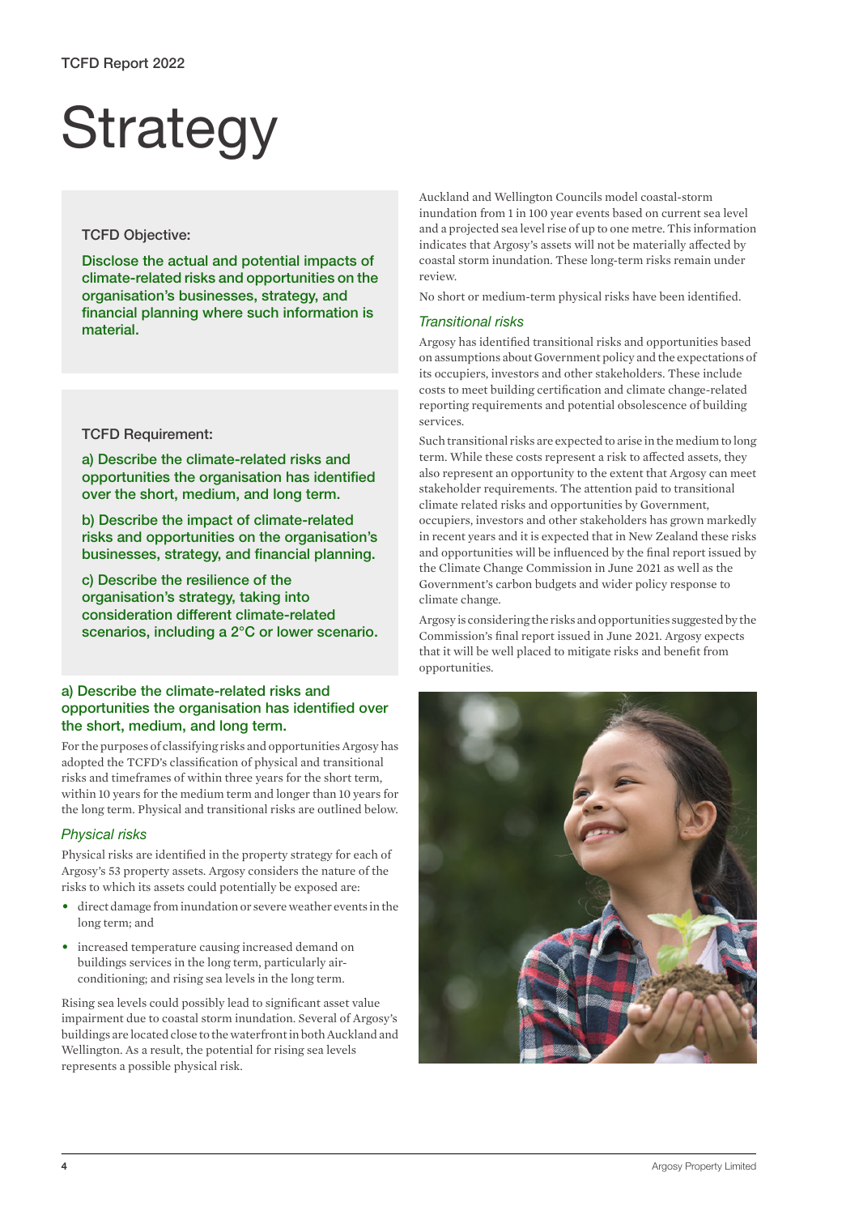# Strategy

**TCFD Objective:**

**Disclose the actual and potential impacts of climate-related risks and opportunities on the organisation's businesses, strategy, and financial planning where such information is material.**

**TCFD Requirement:**

**a) Describe the climate-related risks and opportunities the organisation has identified over the short, medium, and long term.**

**b) Describe the impact of climate-related risks and opportunities on the organisation's businesses, strategy, and financial planning.**

**c) Describe the resilience of the organisation's strategy, taking into consideration different climate-related scenarios, including a 2°C or lower scenario.**

## a) Describe the climate-related risks and opportunities the organisation has identified over the short, medium, and long term.

For the purposes of classifying risks and opportunities Argosy has adopted the TCFD's classification of physical and transitional risks and timeframes of within three years for the short term, within 10 years for the medium term and longer than 10 years for the long term. Physical and transitional risks are outlined below.

### *Physical risks*

Physical risks are identified in the property strategy for each of Argosy's 53 property assets. Argosy considers the nature of the risks to which its assets could potentially be exposed are:

- direct damage from inundation or severe weather events in the long term; and
- increased temperature causing increased demand on buildings services in the long term, particularly air-conditioning; and rising sea levels in the long term.

Rising sea levels could possibly lead to significant asset value impairment due to coastal storm inundation. Several of Argosy's buildings are located close to the waterfront in both Auckland and Wellington. As a result, the potential for rising sea levels represents a possible physical risk.

Auckland and Wellington Councils model coastal-storm inundation from 1 in 100 year events based on current sea level and a projected sea level rise of up to one metre. This information indicates that Argosy's assets will not be materially affected by coastal storm inundation. These long-term risks remain under review.

No short or medium-term physical risks have been identified.

### *Transitional risks*

Argosy has identified transitional risks and opportunities based on assumptions about Government policy and the expectations of its occupiers, investors and other stakeholders. These include costs to meet building certification and climate change-related reporting requirements and potential obsolescence of building services.

Such transitional risks are expected to arise in the medium to long term. While these costs represent a risk to affected assets, they also represent an opportunity to the extent that Argosy can meet stakeholder requirements. The attention paid to transitional climate related risks and opportunities by Government, occupiers, investors and other stakeholders has grown markedly in recent years and it is expected that in New Zealand these risks and opportunities will be influenced by the final report issued by the Climate Change Commission in June 2021 as well as the Government's carbon budgets and wider policy response to climate change.

Argosy is considering the risks and opportunities suggested by the Commission's final report issued in June 2021. Argosy expects that it will be well placed to mitigate risks and benefit from opportunities.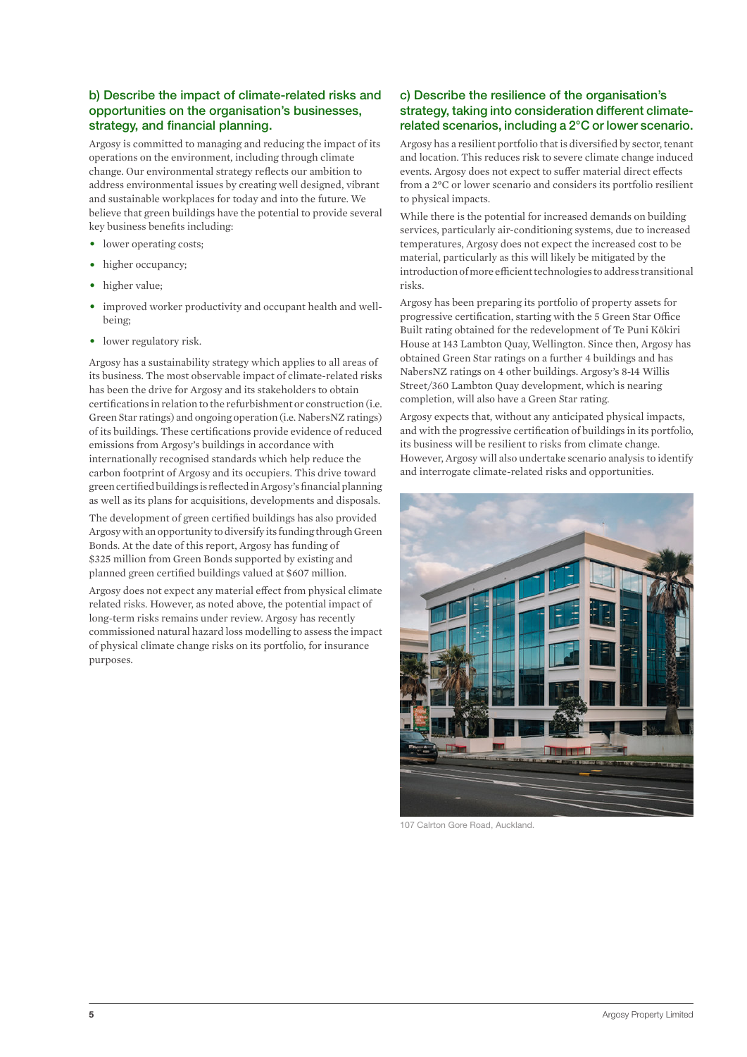### b) Describe the impact of climate-related risks and opportunities on the organisation's businesses, strategy, and financial planning.

Argosy is committed to managing and reducing the impact of its operations on the environment, including through climate change. Our environmental strategy reflects our ambition to address environmental issues by creating well designed, vibrant and sustainable workplaces for today and into the future. We believe that green buildings have the potential to provide several key business benefits including:

- lower operating costs;
- higher occupancy;
- higher value;
- improved worker productivity and occupant health and well-being;
- lower regulatory risk.

Argosy has a sustainability strategy which applies to all areas of its business. The most observable impact of climate-related risks has been the drive for Argosy and its stakeholders to obtain certifications in relation to the refurbishment or construction (i.e. Green Star ratings) and ongoing operation (i.e. NabersNZ ratings) of its buildings. These certifications provide evidence of reduced emissions from Argosy's buildings in accordance with internationally recognised standards which help reduce the carbon footprint of Argosy and its occupiers. This drive toward green certified buildings is reflected in Argosy's financial planning as well as its plans for acquisitions, developments and disposals.

The development of green certified buildings has also provided Argosy with an opportunity to diversify its funding through Green Bonds. At the date of this report, Argosy has funding of $325 million from Green Bonds supported by existing and planned green certified buildings valued at $607 million.

Argosy does not expect any material effect from physical climate related risks. However, as noted above, the potential impact of long-term risks remains under review. Argosy has recently commissioned natural hazard loss modelling to assess the impact of physical climate change risks on its portfolio, for insurance purposes.

### c) Describe the resilience of the organisation's strategy, taking into consideration different climate-related scenarios, including a 2°C or lower scenario.

Argosy has a resilient portfolio that is diversified by sector, tenant and location. This reduces risk to severe climate change induced events. Argosy does not expect to suffer material direct effects from a 2°C or lower scenario and considers its portfolio resilient to physical impacts.

While there is the potential for increased demands on building services, particularly air-conditioning systems, due to increased temperatures, Argosy does not expect the increased cost to be material, particularly as this will likely be mitigated by the introduction of more efficient technologies to address transitional risks.

Argosy has been preparing its portfolio of property assets for progressive certification, starting with the 5 Green Star Office Built rating obtained for the redevelopment of Te Puni Kōkiri House at 143 Lambton Quay, Wellington. Since then, Argosy has obtained Green Star ratings on a further 4 buildings and has NabersNZ ratings on 4 other buildings. Argosy's 8-14 Willis Street/360 Lambton Quay development, which is nearing completion, will also have a Green Star rating.

Argosy expects that, without any anticipated physical impacts, and with the progressive certification of buildings in its portfolio, its business will be resilient to risks from climate change. However, Argosy will also undertake scenario analysis to identify and interrogate climate-related risks and opportunities.

107 Carlton Gore Road, Auckland.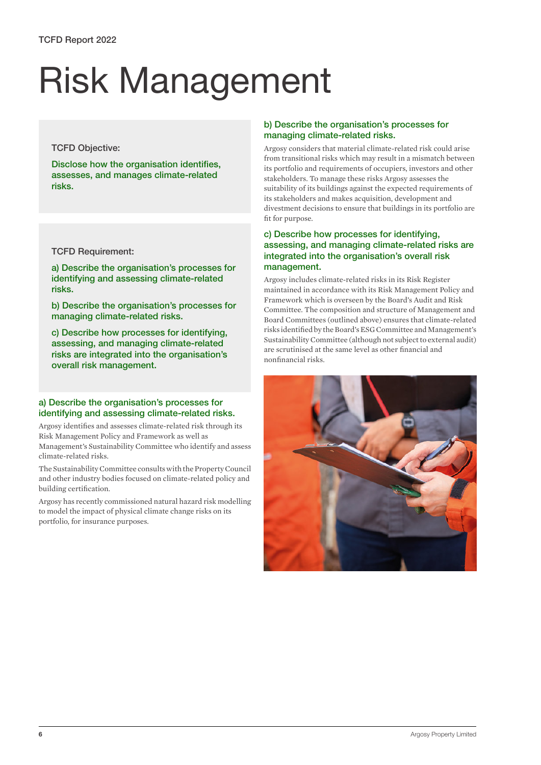# Risk Management

**TCFD Objective:**

**Disclose how the organisation identifies, assesses, and manages climate-related risks.**

**TCFD Requirement:**

**a) Describe the organisation's processes for identifying and assessing climate-related risks.**

**b) Describe the organisation's processes for managing climate-related risks.**

**c) Describe how processes for identifying, assessing, and managing climate-related risks are integrated into the organisation's overall risk management.**

### a) Describe the organisation's processes for identifying and assessing climate-related risks.

Argosy identifies and assesses climate-related risk through its Risk Management Policy and Framework as well as Management's Sustainability Committee who identify and assess climate-related risks.

The Sustainability Committee consults with the Property Council and other industry bodies focused on climate-related policy and building certification.

Argosy has recently commissioned natural hazard risk modelling to model the impact of physical climate change risks on its portfolio, for insurance purposes.

### b) Describe the organisation's processes for managing climate-related risks.

Argosy considers that material climate-related risk could arise from transitional risks which may result in a mismatch between its portfolio and requirements of occupiers, investors and other stakeholders. To manage these risks Argosy assesses the suitability of its buildings against the expected requirements of its stakeholders and makes acquisition, development and divestment decisions to ensure that buildings in its portfolio are fit for purpose.

### c) Describe how processes for identifying, assessing, and managing climate-related risks are integrated into the organisation's overall risk management.

Argosy includes climate-related risks in its Risk Register maintained in accordance with its Risk Management Policy and Framework which is overseen by the Board's Audit and Risk Committee. The composition and structure of Management and Board Committees (outlined above) ensures that climate-related risks identified by the Board's ESG Committee and Management's Sustainability Committee (although not subject to external audit) are scrutinised at the same level as other financial and nonfinancial risks.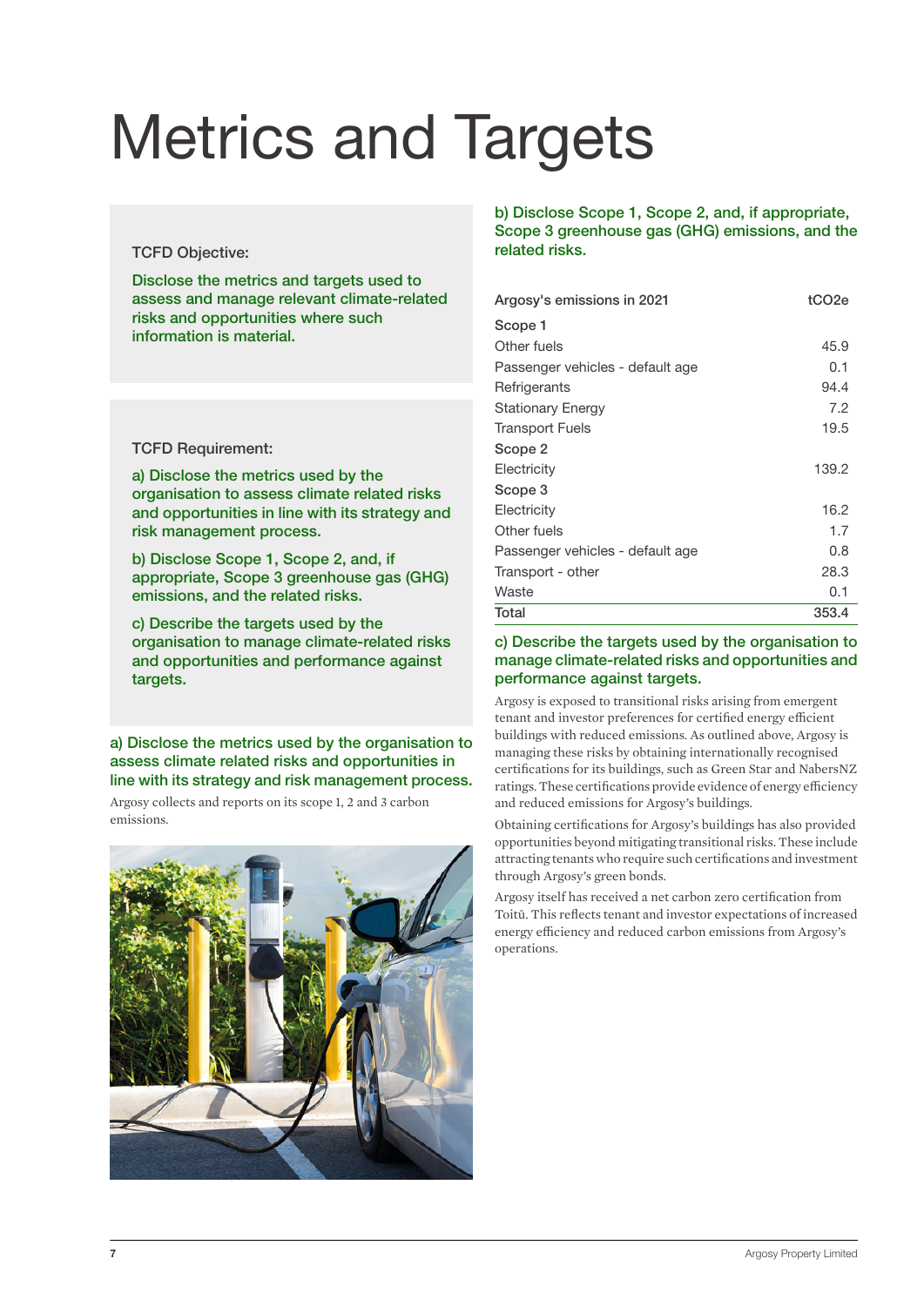# Metrics and Targets

TCFD Objective:

**Disclose the metrics and targets used to assess and manage relevant climate-related risks and opportunities where such information is material.**

TCFD Requirement:

**a) Disclose the metrics used by the organisation to assess climate related risks and opportunities in line with its strategy and risk management process.**

**b) Disclose Scope 1, Scope 2, and, if appropriate, Scope 3 greenhouse gas (GHG) emissions, and the related risks.**

**c) Describe the targets used by the organisation to manage climate-related risks and opportunities and performance against targets.**

## a) Disclose the metrics used by the organisation to assess climate related risks and opportunities in line with its strategy and risk management process.

Argosy collects and reports on its scope 1, 2 and 3 carbon emissions.

## b) Disclose Scope 1, Scope 2, and, if appropriate, Scope 3 greenhouse gas (GHG) emissions, and the related risks.

| Argosy's emissions in 2021 | tCO2e |
|---|---|
| Scope 1 | |
| Other fuels | 45.9 |
| Passenger vehicles - default age | 0.1 |
| Refrigerants | 94.4 |
| Stationary Energy | 7.2 |
| Transport Fuels | 19.5 |
| Scope 2 | |
| Electricity | 139.2 |
| Scope 3 | |
| Electricity | 16.2 |
| Other fuels | 1.7 |
| Passenger vehicles - default age | 0.8 |
| Transport - other | 28.3 |
| Waste | 0.1 |
| Total | 353.4 |

## c) Describe the targets used by the organisation to manage climate-related risks and opportunities and performance against targets.

Argosy is exposed to transitional risks arising from emergent tenant and investor preferences for certified energy efficient buildings with reduced emissions. As outlined above, Argosy is managing these risks by obtaining internationally recognised certifications for its buildings, such as Green Star and NabersNZ ratings. These certifications provide evidence of energy efficiency and reduced emissions for Argosy's buildings.

Obtaining certifications for Argosy's buildings has also provided opportunities beyond mitigating transitional risks. These include attracting tenants who require such certifications and investment through Argosy's green bonds.

Argosy itself has received a net carbon zero certification from Toitū. This reflects tenant and investor expectations of increased energy efficiency and reduced carbon emissions from Argosy's operations.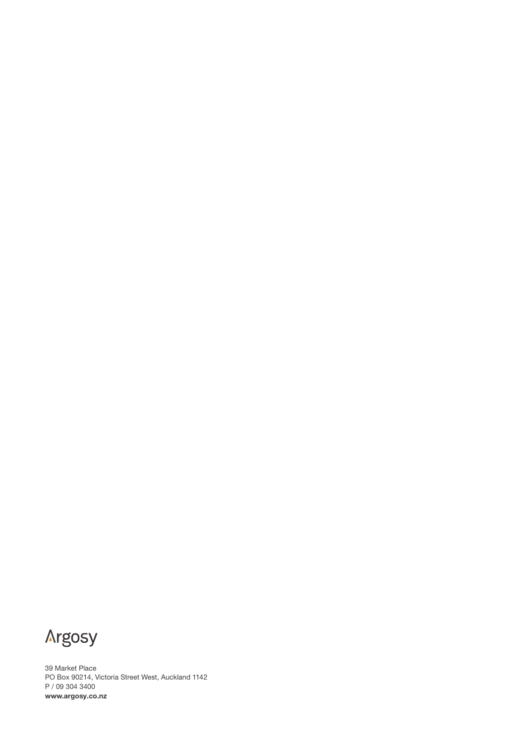Argosy

39 Market Place
PO Box 90214, Victoria Street West, Auckland 1142
P / 09 304 3400
**www.argosy.co.nz**